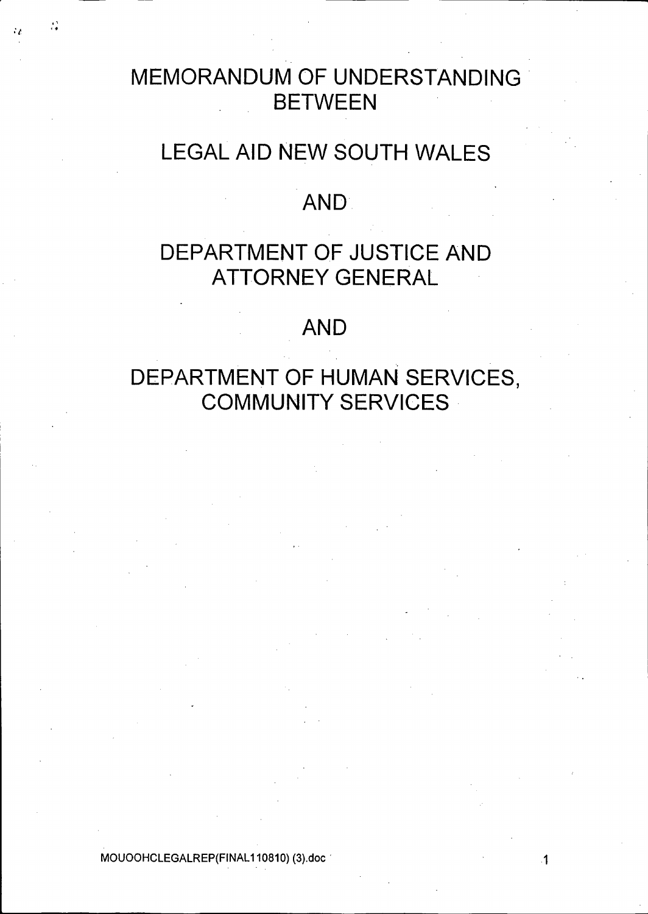# MEMORANDUM OF UNDERSTANDING BETWEEN

# LEGAL AID NEW SOUTH WALES

# AND

# DEPARTMENT OF JUSTICE AND ATTORNEY GENERAL

# AND

# DEPARTMENT OF HUMAN SERVICES, COMMUNITY SERVICES

MOUOOHCLEGALREP(FINAL110810) (3).doc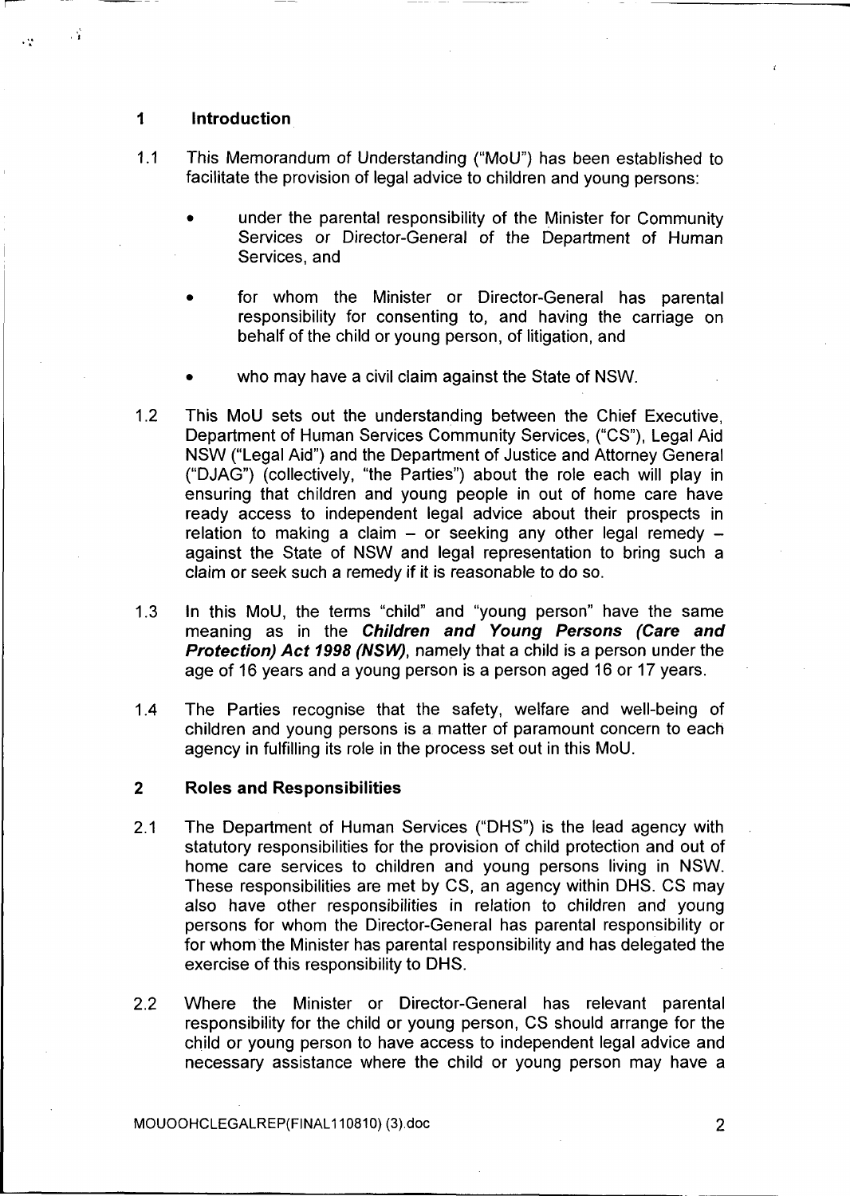## 1 Introduction

1.1 This Memorandum of Understanding ("MoU") has been established to facilitate the provision of legal advice to children and young persons:

- under the parental responsibility of the Minister for Community Services or Director-General of the Department of Human Services, and
- for whom the Minister or Director-General has parental responsibility for consenting to, and having the carriage on behalf of the child or young person, of litigation, and
- who may have a civil claim against the State of NSW.

1.2 This MoU sets out the understanding between the Chief Executive, Department of Human Services Community Services, ("CS"), Legal Aid NSW ("Legal Aid") and the Department of Justice and Attorney General ("DJAG") (collectively, "the Parties") about the role each will play in ensuring that children and young people in out of home care have ready access to independent legal advice about their prospects in relation to making a claim – or seeking any other legal remedy – against the State of NSW and legal representation to bring such a claim or seek such a remedy if it is reasonable to do so.

1.3 In this MoU, the terms "child" and "young person" have the same meaning as in the ***Children and Young Persons (Care and Protection) Act 1998 (NSW)***, namely that a child is a person under the age of 16 years and a young person is a person aged 16 or 17 years.

1.4 The Parties recognise that the safety, welfare and well-being of children and young persons is a matter of paramount concern to each agency in fulfilling its role in the process set out in this MoU.

## 2 Roles and Responsibilities

2.1 The Department of Human Services ("DHS") is the lead agency with statutory responsibilities for the provision of child protection and out of home care services to children and young persons living in NSW. These responsibilities are met by CS, an agency within DHS. CS may also have other responsibilities in relation to children and young persons for whom the Director-General has parental responsibility or for whom the Minister has parental responsibility and has delegated the exercise of this responsibility to DHS.

2.2 Where the Minister or Director-General has relevant parental responsibility for the child or young person, CS should arrange for the child or young person to have access to independent legal advice and necessary assistance where the child or young person may have a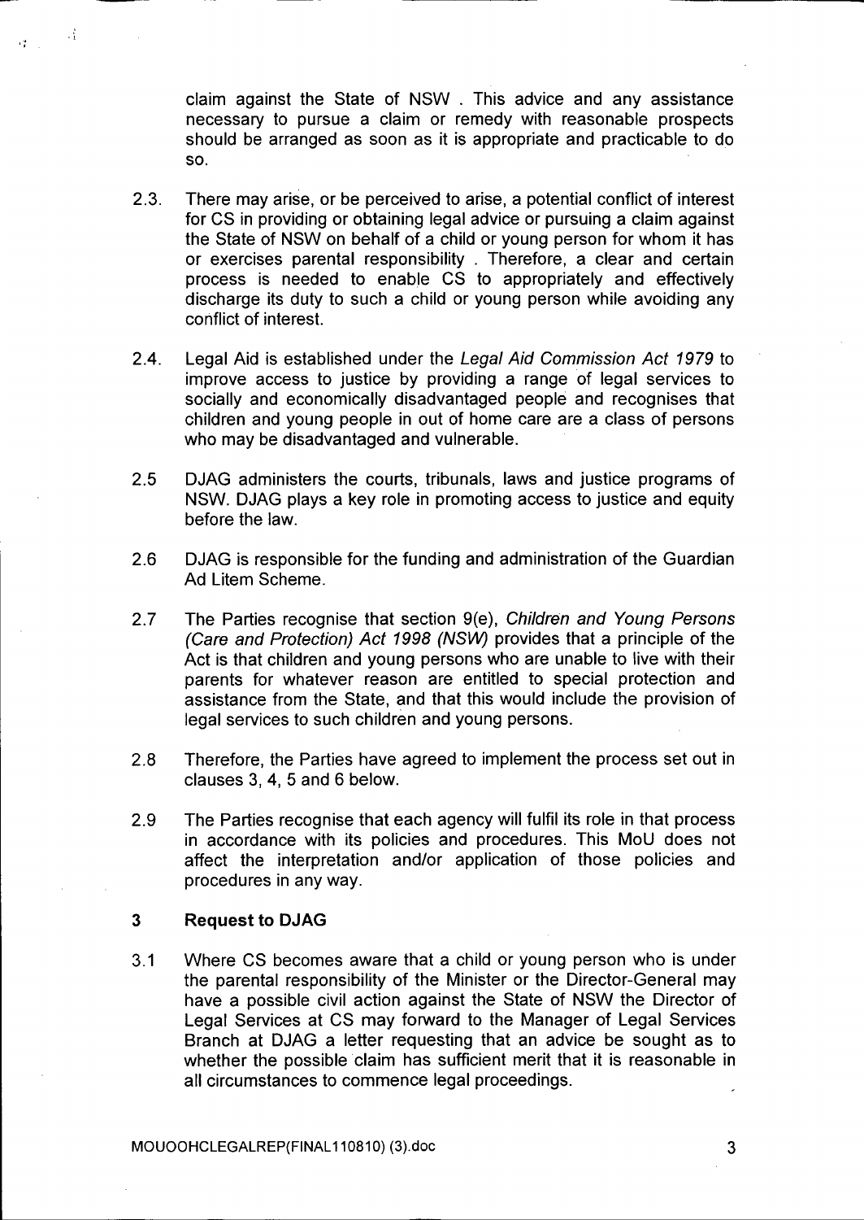claim against the State of NSW . This advice and any assistance necessary to pursue a claim or remedy with reasonable prospects should be arranged as soon as it is appropriate and practicable to do so.

2.3. There may arise, or be perceived to arise, a potential conflict of interest for CS in providing or obtaining legal advice or pursuing a claim against the State of NSW on behalf of a child or young person for whom it has or exercises parental responsibility . Therefore, a clear and certain process is needed to enable CS to appropriately and effectively discharge its duty to such a child or young person while avoiding any conflict of interest.

2.4. Legal Aid is established under the *Legal Aid Commission Act 1979* to improve access to justice by providing a range of legal services to socially and economically disadvantaged people and recognises that children and young people in out of home care are a class of persons who may be disadvantaged and vulnerable.

2.5 DJAG administers the courts, tribunals, laws and justice programs of NSW. DJAG plays a key role in promoting access to justice and equity before the law.

2.6 DJAG is responsible for the funding and administration of the Guardian Ad Litem Scheme.

2.7 The Parties recognise that section 9(e), *Children and Young Persons (Care and Protection) Act 1998 (NSW)* provides that a principle of the Act is that children and young persons who are unable to live with their parents for whatever reason are entitled to special protection and assistance from the State, and that this would include the provision of legal services to such children and young persons.

2.8 Therefore, the Parties have agreed to implement the process set out in clauses 3, 4, 5 and 6 below.

2.9 The Parties recognise that each agency will fulfil its role in that process in accordance with its policies and procedures. This MoU does not affect the interpretation and/or application of those policies and procedures in any way.

## 3 Request to DJAG

3.1 Where CS becomes aware that a child or young person who is under the parental responsibility of the Minister or the Director-General may have a possible civil action against the State of NSW the Director of Legal Services at CS may forward to the Manager of Legal Services Branch at DJAG a letter requesting that an advice be sought as to whether the possible claim has sufficient merit that it is reasonable in all circumstances to commence legal proceedings.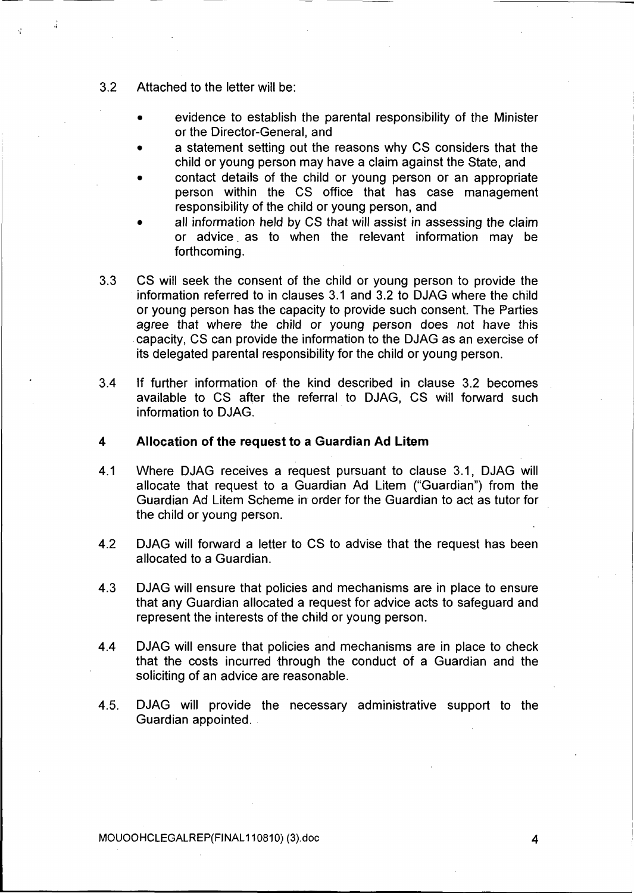3.2 Attached to the letter will be:

- evidence to establish the parental responsibility of the Minister or the Director-General, and
- a statement setting out the reasons why CS considers that the child or young person may have a claim against the State, and
- contact details of the child or young person or an appropriate person within the CS office that has case management responsibility of the child or young person, and
- all information held by CS that will assist in assessing the claim or advice as to when the relevant information may be forthcoming.

3.3 CS will seek the consent of the child or young person to provide the information referred to in clauses 3.1 and 3.2 to DJAG where the child or young person has the capacity to provide such consent. The Parties agree that where the child or young person does not have this capacity, CS can provide the information to the DJAG as an exercise of its delegated parental responsibility for the child or young person.

3.4 If further information of the kind described in clause 3.2 becomes available to CS after the referral to DJAG, CS will forward such information to DJAG.

## 4 Allocation of the request to a Guardian Ad Litem

4.1 Where DJAG receives a request pursuant to clause 3.1, DJAG will allocate that request to a Guardian Ad Litem ("Guardian") from the Guardian Ad Litem Scheme in order for the Guardian to act as tutor for the child or young person.

4.2 DJAG will forward a letter to CS to advise that the request has been allocated to a Guardian.

4.3 DJAG will ensure that policies and mechanisms are in place to ensure that any Guardian allocated a request for advice acts to safeguard and represent the interests of the child or young person.

4.4 DJAG will ensure that policies and mechanisms are in place to check that the costs incurred through the conduct of a Guardian and the soliciting of an advice are reasonable.

4.5. DJAG will provide the necessary administrative support to the Guardian appointed.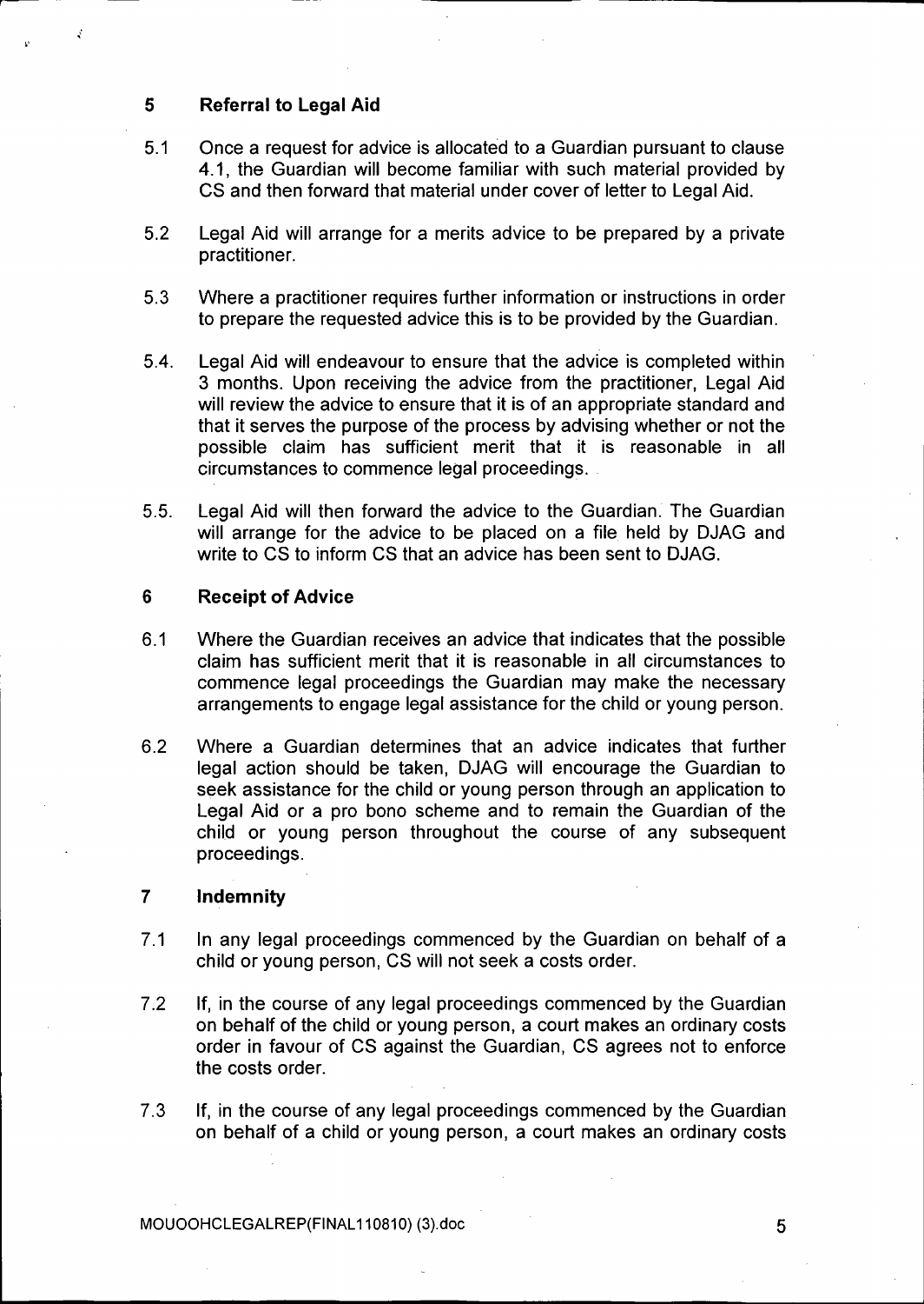## 5 Referral to Legal Aid

5.1 Once a request for advice is allocated to a Guardian pursuant to clause 4.1, the Guardian will become familiar with such material provided by CS and then forward that material under cover of letter to Legal Aid.

5.2 Legal Aid will arrange for a merits advice to be prepared by a private practitioner.

5.3 Where a practitioner requires further information or instructions in order to prepare the requested advice this is to be provided by the Guardian.

5.4. Legal Aid will endeavour to ensure that the advice is completed within 3 months. Upon receiving the advice from the practitioner, Legal Aid will review the advice to ensure that it is of an appropriate standard and that it serves the purpose of the process by advising whether or not the possible claim has sufficient merit that it is reasonable in all circumstances to commence legal proceedings.

5.5. Legal Aid will then forward the advice to the Guardian. The Guardian will arrange for the advice to be placed on a file held by DJAG and write to CS to inform CS that an advice has been sent to DJAG.

## 6 Receipt of Advice

6.1 Where the Guardian receives an advice that indicates that the possible claim has sufficient merit that it is reasonable in all circumstances to commence legal proceedings the Guardian may make the necessary arrangements to engage legal assistance for the child or young person.

6.2 Where a Guardian determines that an advice indicates that further legal action should be taken, DJAG will encourage the Guardian to seek assistance for the child or young person through an application to Legal Aid or a pro bono scheme and to remain the Guardian of the child or young person throughout the course of any subsequent proceedings.

## 7 Indemnity

7.1 In any legal proceedings commenced by the Guardian on behalf of a child or young person, CS will not seek a costs order.

7.2 If, in the course of any legal proceedings commenced by the Guardian on behalf of the child or young person, a court makes an ordinary costs order in favour of CS against the Guardian, CS agrees not to enforce the costs order.

7.3 If, in the course of any legal proceedings commenced by the Guardian on behalf of a child or young person, a court makes an ordinary costs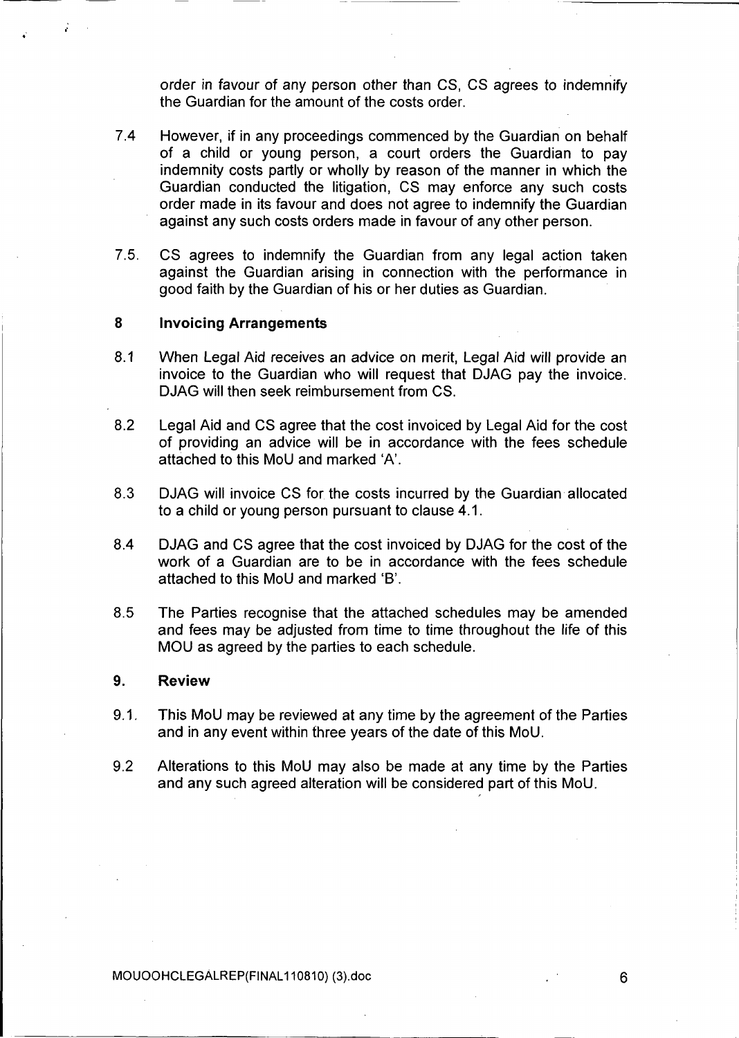order in favour of any person other than CS, CS agrees to indemnify the Guardian for the amount of the costs order.

7.4 However, if in any proceedings commenced by the Guardian on behalf of a child or young person, a court orders the Guardian to pay indemnity costs partly or wholly by reason of the manner in which the Guardian conducted the litigation, CS may enforce any such costs order made in its favour and does not agree to indemnify the Guardian against any such costs orders made in favour of any other person.

7.5. CS agrees to indemnify the Guardian from any legal action taken against the Guardian arising in connection with the performance in good faith by the Guardian of his or her duties as Guardian.

## 8 Invoicing Arrangements

8.1 When Legal Aid receives an advice on merit, Legal Aid will provide an invoice to the Guardian who will request that DJAG pay the invoice. DJAG will then seek reimbursement from CS.

8.2 Legal Aid and CS agree that the cost invoiced by Legal Aid for the cost of providing an advice will be in accordance with the fees schedule attached to this MoU and marked 'A'.

8.3 DJAG will invoice CS for the costs incurred by the Guardian allocated to a child or young person pursuant to clause 4.1.

8.4 DJAG and CS agree that the cost invoiced by DJAG for the cost of the work of a Guardian are to be in accordance with the fees schedule attached to this MoU and marked 'B'.

8.5 The Parties recognise that the attached schedules may be amended and fees may be adjusted from time to time throughout the life of this MOU as agreed by the parties to each schedule.

## 9. Review

9.1. This MoU may be reviewed at any time by the agreement of the Parties and in any event within three years of the date of this MoU.

9.2 Alterations to this MoU may also be made at any time by the Parties and any such agreed alteration will be considered part of this MoU.

MOUOOHCLEGALREP(FINAL110810) (3).doc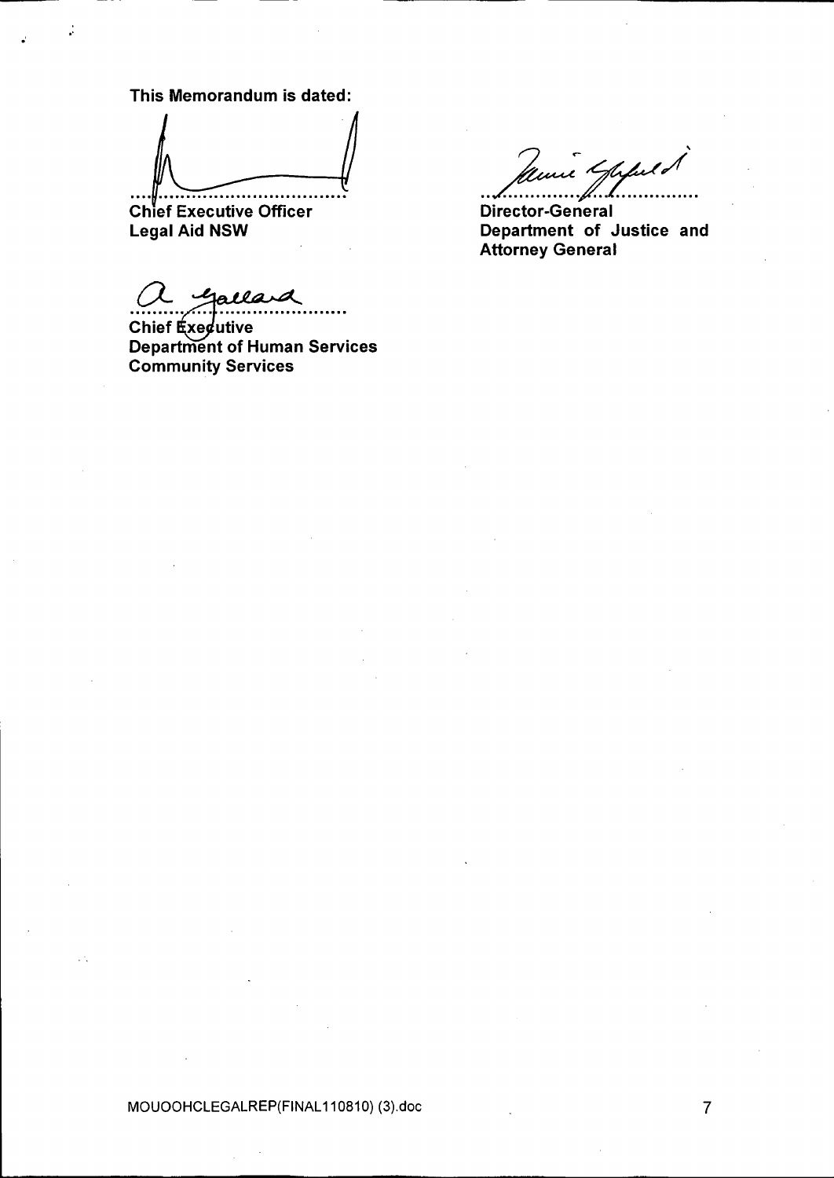**This Memorandum is dated:**

..........................................
**Chief Executive Officer**
**Legal Aid NSW**

..........................................
**Director-General**
**Department of Justice and Attorney General**

..........................................
**Chief Executive**
**Department of Human Services**
**Community Services**

MOUOOHCLEGALREP(FINAL110810) (3).doc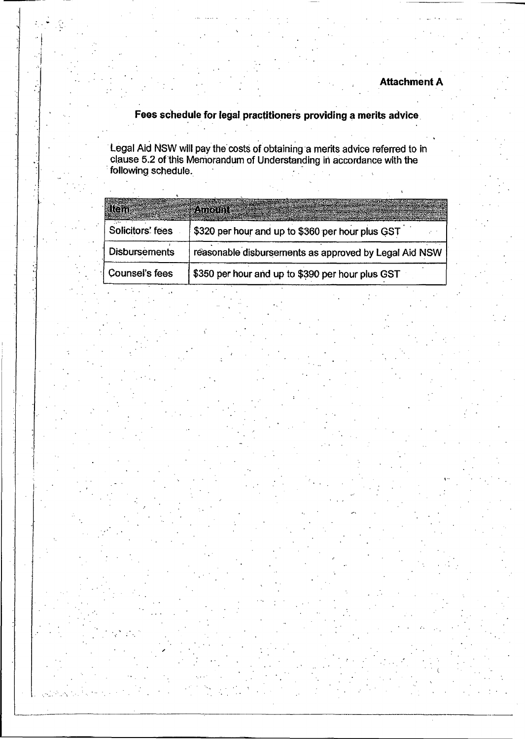**Attachment A**

## Fees schedule for legal practitioners providing a merits advice

Legal Aid NSW will pay the costs of obtaining a merits advice referred to in clause 5.2 of this Memorandum of Understanding in accordance with the following schedule.

| Item | Amount |
|---|---|
| Solicitors' fees | $320 per hour and up to $360 per hour plus GST |
| Disbursements | reasonable disbursements as approved by Legal Aid NSW |
| Counsel's fees | $350 per hour and up to $390 per hour plus GST |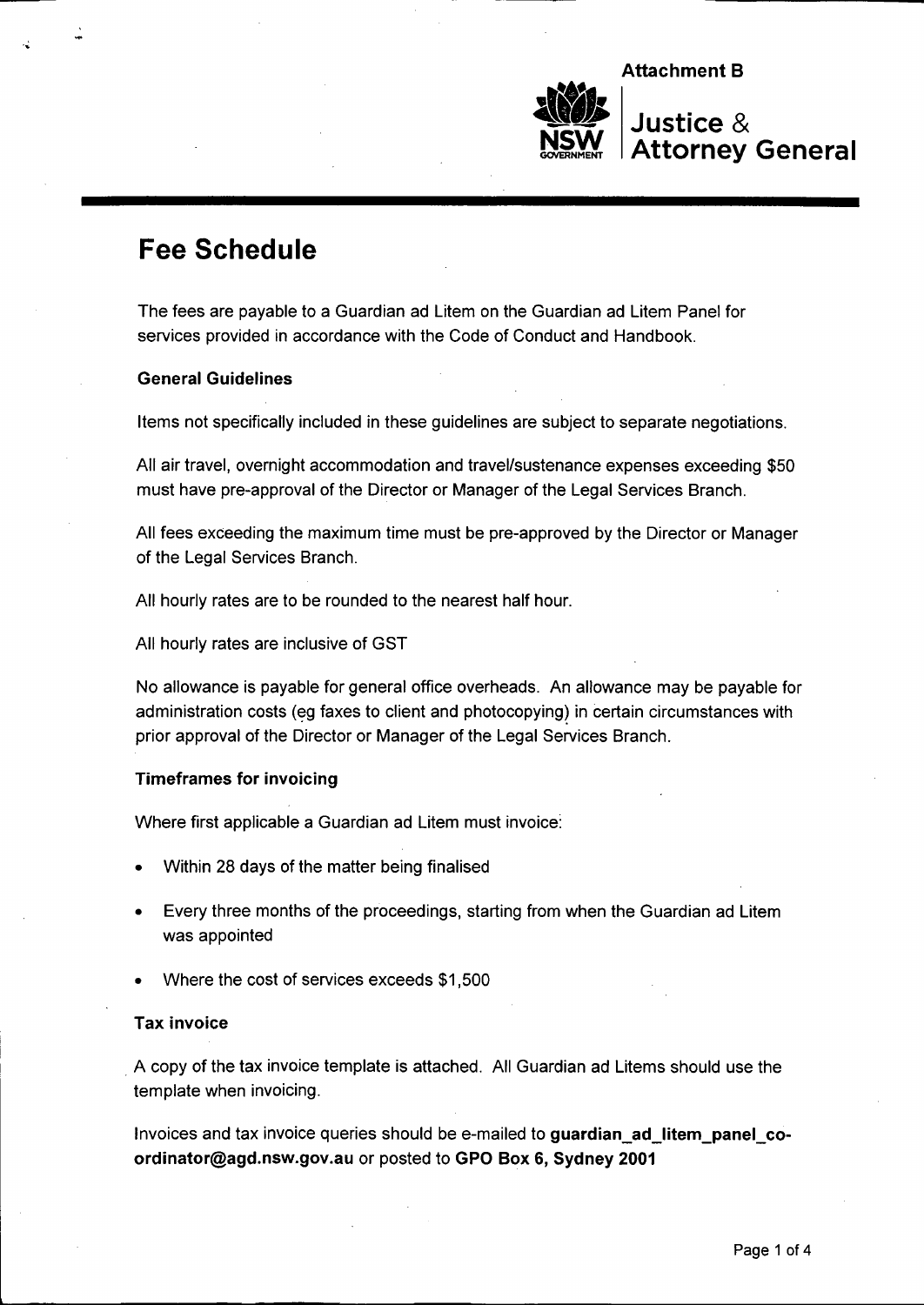Attachment B

Justice & Attorney General

# Fee Schedule

The fees are payable to a Guardian ad Litem on the Guardian ad Litem Panel for services provided in accordance with the Code of Conduct and Handbook.

**General Guidelines**

Items not specifically included in these guidelines are subject to separate negotiations.

All air travel, overnight accommodation and travel/sustenance expenses exceeding $50 must have pre-approval of the Director or Manager of the Legal Services Branch.

All fees exceeding the maximum time must be pre-approved by the Director or Manager of the Legal Services Branch.

All hourly rates are to be rounded to the nearest half hour.

All hourly rates are inclusive of GST

No allowance is payable for general office overheads. An allowance may be payable for administration costs (eg faxes to client and photocopying) in certain circumstances with prior approval of the Director or Manager of the Legal Services Branch.

**Timeframes for invoicing**

Where first applicable a Guardian ad Litem must invoice:

- Within 28 days of the matter being finalised
- Every three months of the proceedings, starting from when the Guardian ad Litem was appointed
- Where the cost of services exceeds $1,500

**Tax invoice**

A copy of the tax invoice template is attached. All Guardian ad Litems should use the template when invoicing.

Invoices and tax invoice queries should be e-mailed to **guardian_ad_litem_panel_co-ordinator@agd.nsw.gov.au** or posted to **GPO Box 6, Sydney 2001**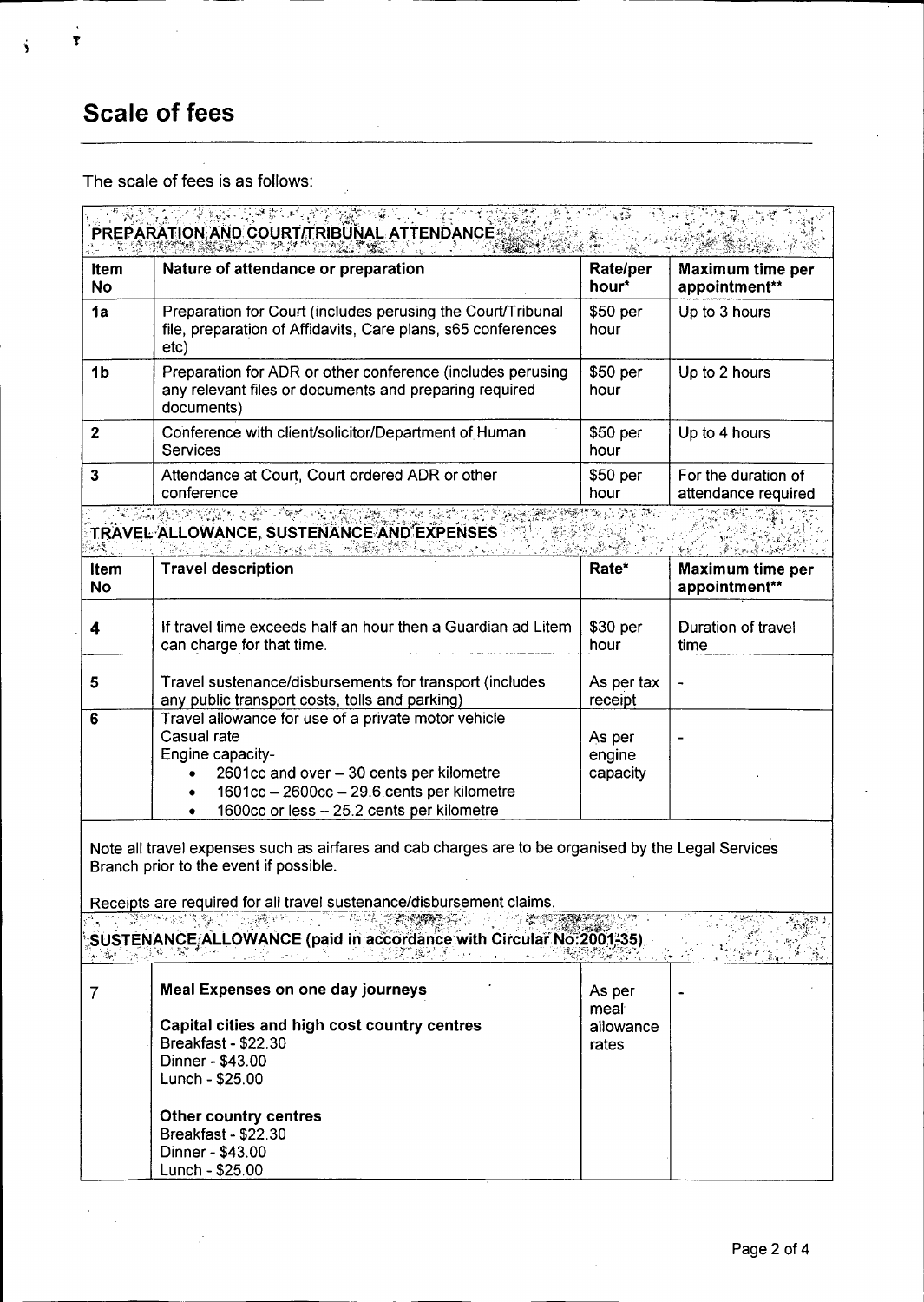## Scale of fees

The scale of fees is as follows:

| Item No | Nature of attendance or preparation | Rate/per hour* | Maximum time per appointment** |
|---|---|---|---|
| **PREPARATION AND COURT/TRIBUNAL ATTENDANCE** | | | |
| 1a | Preparation for Court (includes perusing the Court/Tribunal file, preparation of Affidavits, Care plans, s65 conferences etc) | $50 per hour | Up to 3 hours |
| 1b | Preparation for ADR or other conference (includes perusing any relevant files or documents and preparing required documents) | $50 per hour | Up to 2 hours |
| 2 | Conference with client/solicitor/Department of Human Services | $50 per hour | Up to 4 hours |
| 3 | Attendance at Court, Court ordered ADR or other conference | $50 per hour | For the duration of attendance required |
| **TRAVEL ALLOWANCE, SUSTENANCE AND EXPENSES** | | | |
| **Item No** | **Travel description** | **Rate*** | **Maximum time per appointment**** |
| 4 | If travel time exceeds half an hour then a Guardian ad Litem can charge for that time. | $30 per hour | Duration of travel time |
| 5 | Travel sustenance/disbursements for transport (includes any public transport costs, tolls and parking) | As per tax receipt | - |
| 6 | Travel allowance for use of a private motor vehicle<br>Casual rate<br>Engine capacity-<br>• 2601cc and over – 30 cents per kilometre<br>• 1601cc – 2600cc – 29.6 cents per kilometre<br>• 1600cc or less – 25.2 cents per kilometre | As per engine capacity | - |
| Note all travel expenses such as airfares and cab charges are to be organised by the Legal Services Branch prior to the event if possible.<br><br>Receipts are required for all travel sustenance/disbursement claims. | | | |
| **SUSTENANCE ALLOWANCE (paid in accordance with Circular No:2001-35)** | | | |
| 7 | **Meal Expenses on one day journeys**<br><br>**Capital cities and high cost country centres**<br>Breakfast - $22.30<br>Dinner - $43.00<br>Lunch - $25.00<br><br>**Other country centres**<br>Breakfast - $22.30<br>Dinner - $43.00<br>Lunch - $25.00 | As per meal allowance rates | - |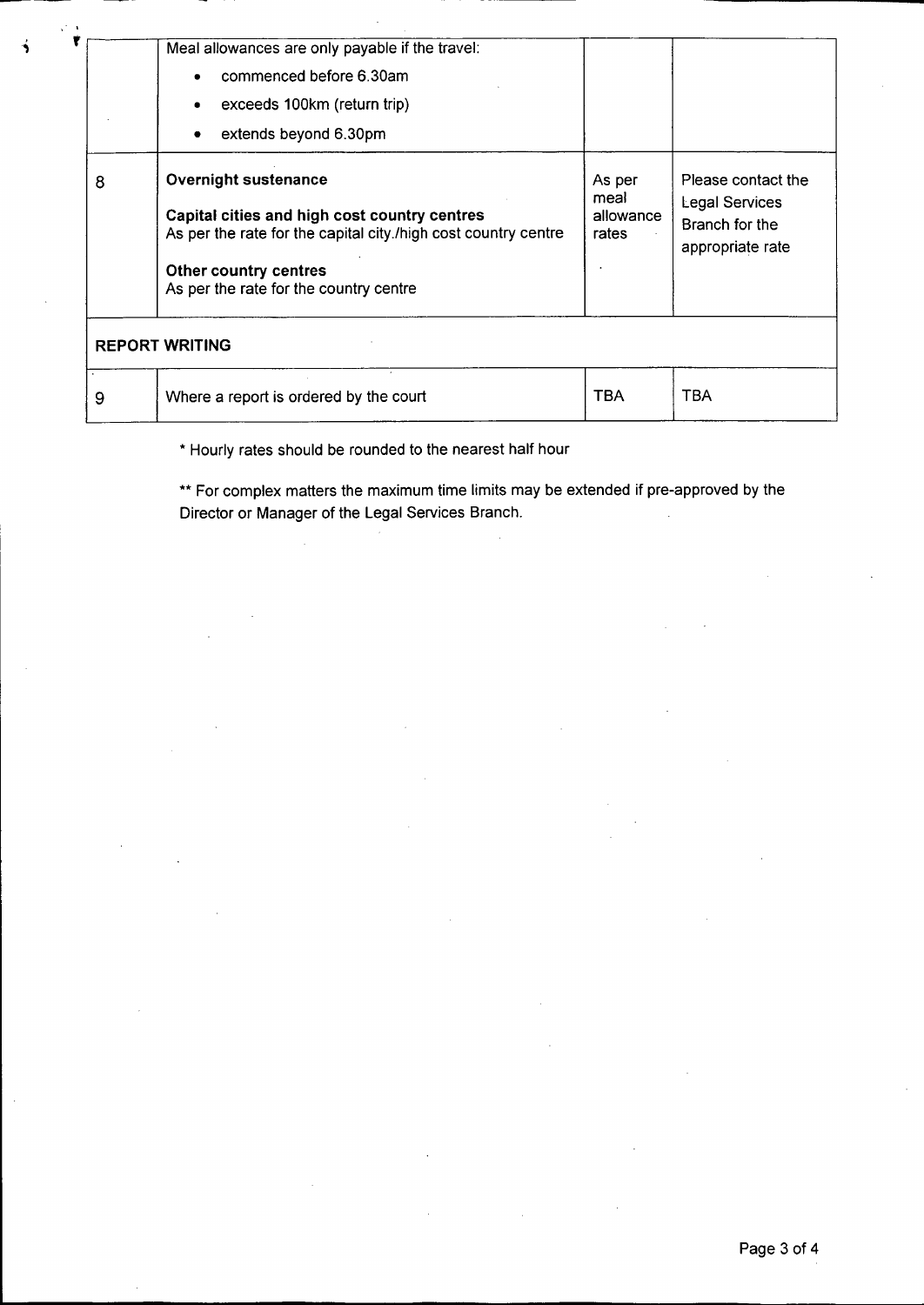| | | | |
|---|---|---|---|
| | Meal allowances are only payable if the travel:<br>• commenced before 6.30am<br>• exceeds 100km (return trip)<br>• extends beyond 6.30pm | | |
| 8 | **Overnight sustenance**<br>**Capital cities and high cost country centres**<br>As per the rate for the capital city./high cost country centre<br>**Other country centres**<br>As per the rate for the country centre | As per meal allowance rates | Please contact the Legal Services Branch for the appropriate rate |
| **REPORT WRITING** | | | |
| 9 | Where a report is ordered by the court | TBA | TBA |

\* Hourly rates should be rounded to the nearest half hour

\*\* For complex matters the maximum time limits may be extended if pre-approved by the Director or Manager of the Legal Services Branch.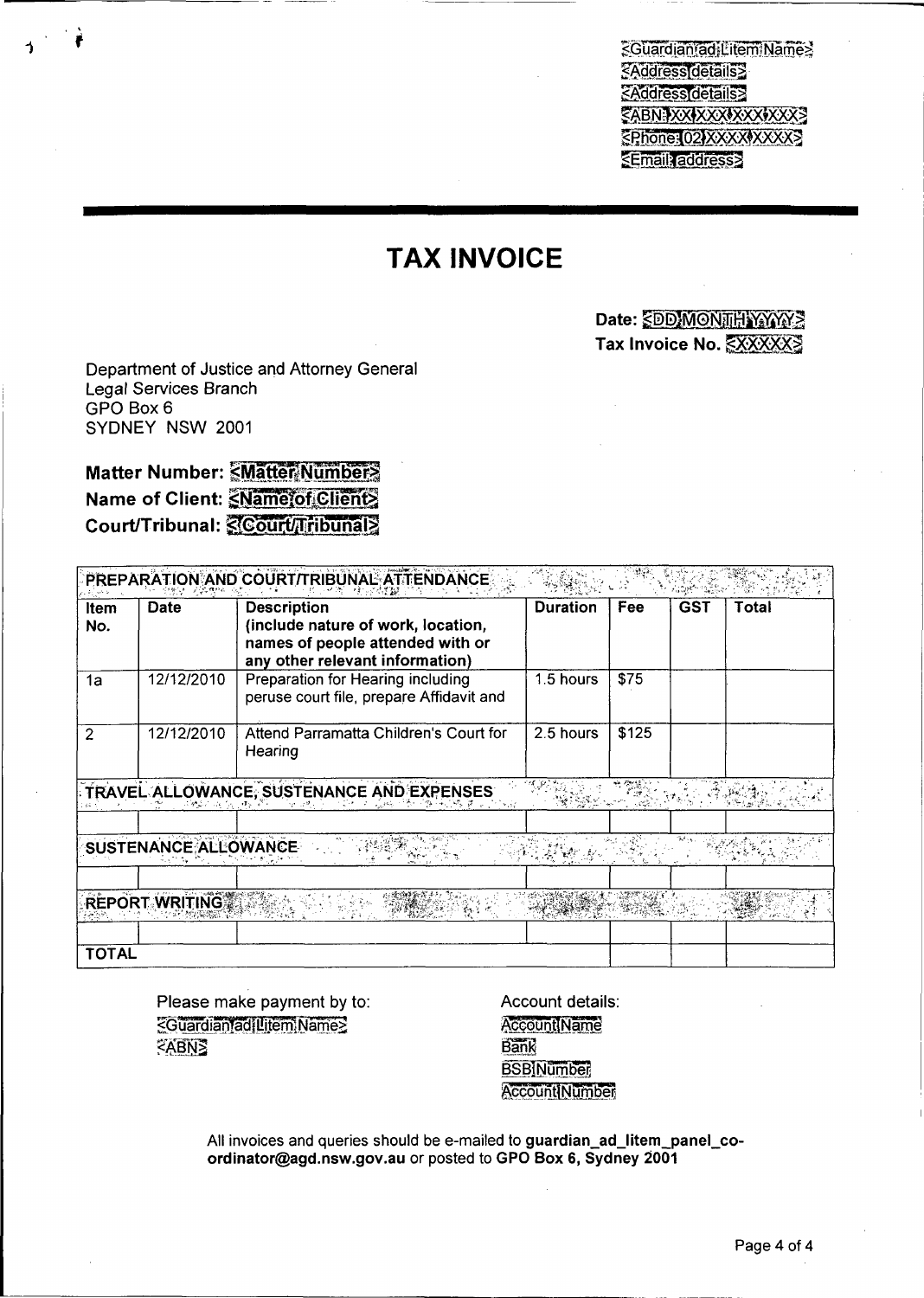<Guardian ad Litem Name>
<Address details>
<Address details>
<ABN XX XXX XXX XXX>
<Phone 02 XXXX XXXX>
<Email address>

# TAX INVOICE

**Date: <DD MONTH YYYY>**
**Tax Invoice No. <XXXXXX>**

Department of Justice and Attorney General
Legal Services Branch
GPO Box 6
SYDNEY NSW 2001

**Matter Number: <Matter Number>**
**Name of Client: <Name of Client>**
**Court/Tribunal: <Court/Tribunal>**

| | | | | | | |
|---|---|---|---|---|---|---|
| **PREPARATION AND COURT/TRIBUNAL ATTENDANCE** | | | | | | |
| **Item No.** | **Date** | **Description (include nature of work, location, names of people attended with or any other relevant information)** | **Duration** | **Fee** | **GST** | **Total** |
| 1a | 12/12/2010 | Preparation for Hearing including peruse court file, prepare Affidavit and | 1.5 hours | $75 | | |
| 2 | 12/12/2010 | Attend Parramatta Children's Court for Hearing | 2.5 hours | $125 | | |
| **TRAVEL ALLOWANCE, SUSTENANCE AND EXPENSES** | | | | | | |
| | | | | | | |
| **SUSTENANCE ALLOWANCE** | | | | | | |
| | | | | | | |
| **REPORT WRITING** | | | | | | |
| | | | | | | |
| **TOTAL** | | | | | | |

Please make payment by to:
<Guardian ad Litem Name>
<ABN>

Account details:
Account Name
Bank
BSB Number
Account Number

All invoices and queries should be e-mailed to **guardian_ad_litem_panel_co-ordinator@agd.nsw.gov.au** or posted to **GPO Box 6, Sydney 2001**